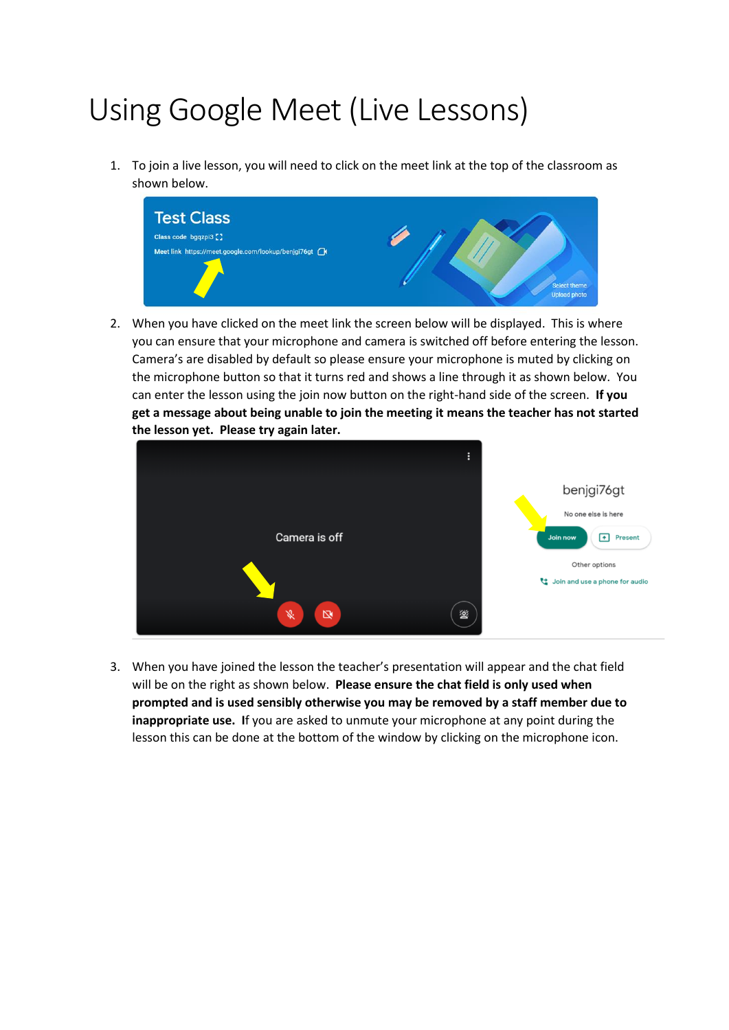# Using Google Meet (Live Lessons)

1. To join a live lesson, you will need to click on the meet link at the top of the classroom as shown below.

2. When you have clicked on the meet link the screen below will be displayed. This is where you can ensure that your microphone and camera is switched off before entering the lesson. Camera's are disabled by default so please ensure your microphone is muted by clicking on the microphone button so that it turns red and shows a line through it as shown below. You can enter the lesson using the join now button on the right-hand side of the screen. **If you get a message about being unable to join the meeting it means the teacher has not started the lesson yet. Please try again later.**

3. When you have joined the lesson the teacher's presentation will appear and the chat field will be on the right as shown below. **Please ensure the chat field is only used when prompted and is used sensibly otherwise you may be removed by a staff member due to inappropriate use.** If you are asked to unmute your microphone at any point during the lesson this can be done at the bottom of the window by clicking on the microphone icon.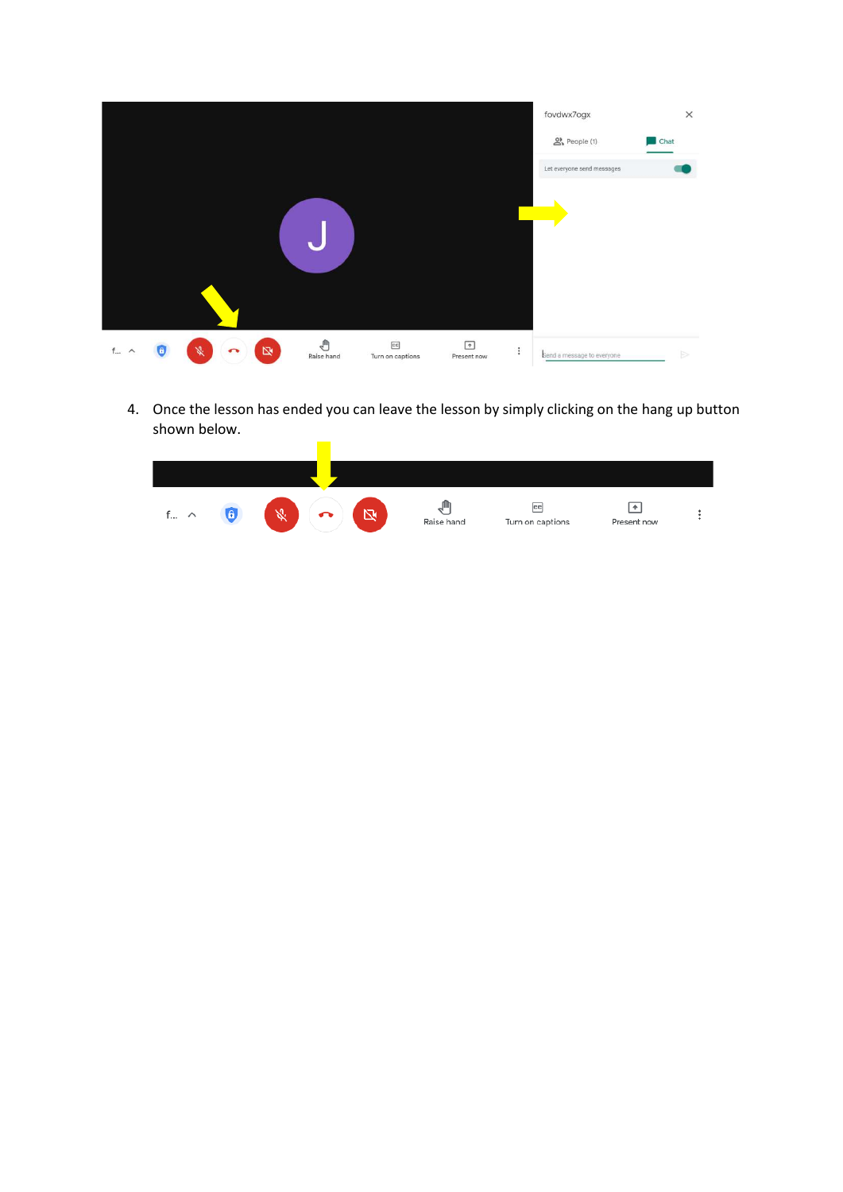4. Once the lesson has ended you can leave the lesson by simply clicking on the hang up button shown below.